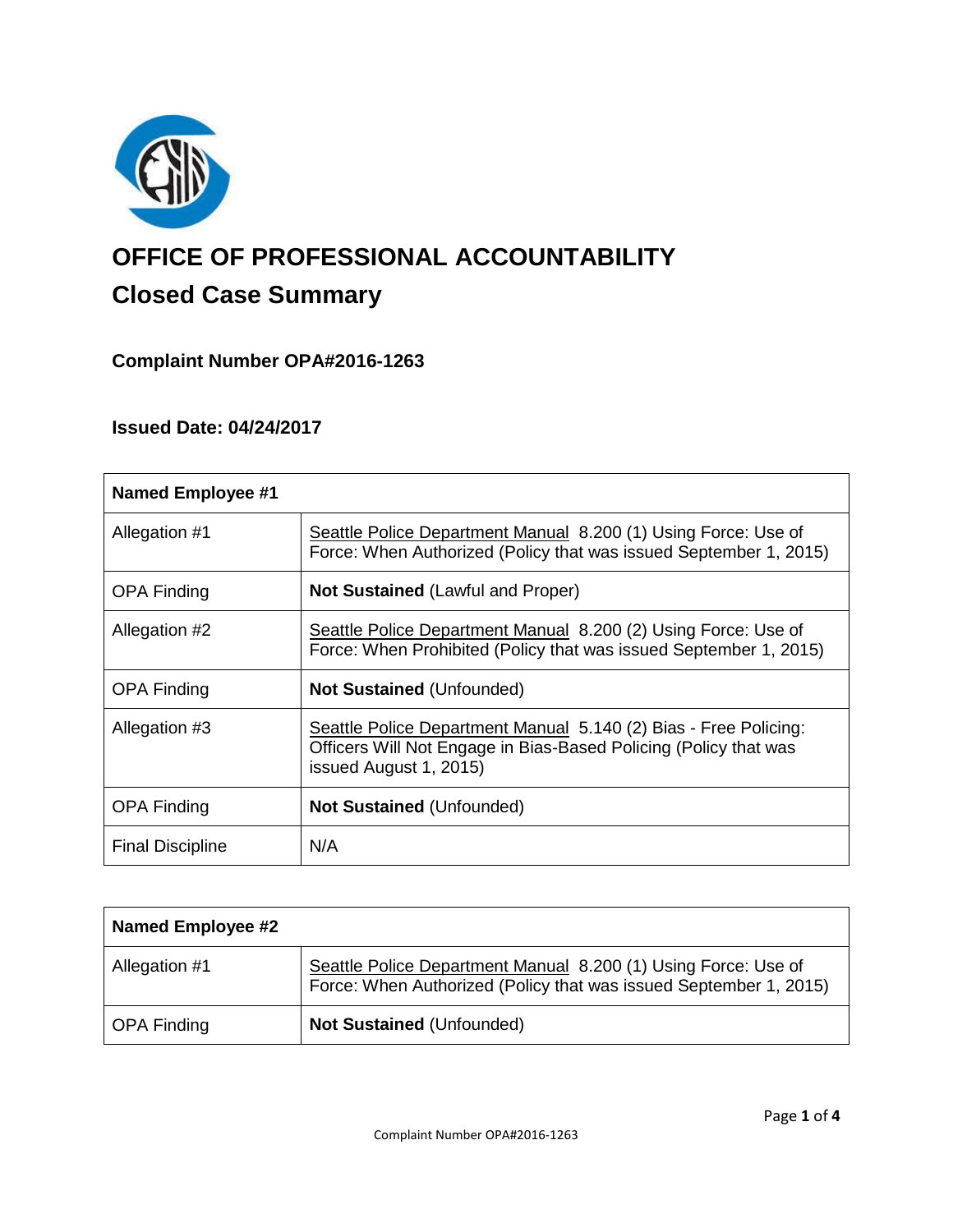# OFFICE OF PROFESSIONAL ACCOUNTABILITY

## Closed Case Summary

### Complaint Number OPA#2016-1263

### Issued Date: 04/24/2017

| **Named Employee #1** | |
|---|---|
| Allegation #1 | Seattle Police Department Manual 8.200 (1) Using Force: Use of Force: When Authorized (Policy that was issued September 1, 2015) |
| OPA Finding | **Not Sustained** (Lawful and Proper) |
| Allegation #2 | Seattle Police Department Manual 8.200 (2) Using Force: Use of Force: When Prohibited (Policy that was issued September 1, 2015) |
| OPA Finding | **Not Sustained** (Unfounded) |
| Allegation #3 | Seattle Police Department Manual 5.140 (2) Bias - Free Policing: Officers Will Not Engage in Bias-Based Policing (Policy that was issued August 1, 2015) |
| OPA Finding | **Not Sustained** (Unfounded) |
| Final Discipline | N/A |

| **Named Employee #2** | |
|---|---|
| Allegation #1 | Seattle Police Department Manual 8.200 (1) Using Force: Use of Force: When Authorized (Policy that was issued September 1, 2015) |
| OPA Finding | **Not Sustained** (Unfounded) |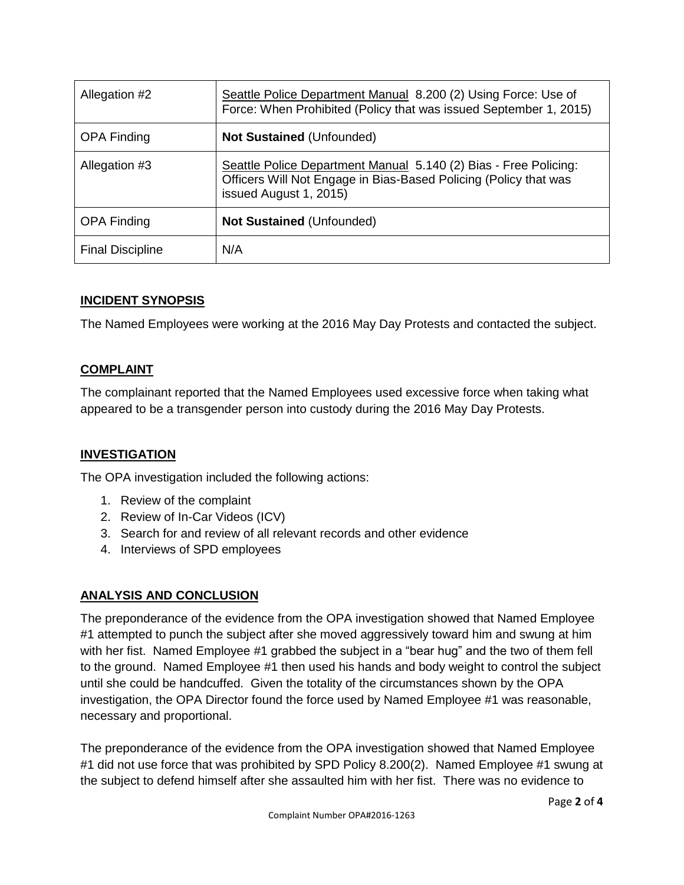| Allegation #2 | Seattle Police Department Manual 8.200 (2) Using Force: Use of Force: When Prohibited (Policy that was issued September 1, 2015) |
|---|---|
| OPA Finding | **Not Sustained** (Unfounded) |
| Allegation #3 | Seattle Police Department Manual 5.140 (2) Bias - Free Policing: Officers Will Not Engage in Bias-Based Policing (Policy that was issued August 1, 2015) |
| OPA Finding | **Not Sustained** (Unfounded) |
| Final Discipline | N/A |

## INCIDENT SYNOPSIS

The Named Employees were working at the 2016 May Day Protests and contacted the subject.

## COMPLAINT

The complainant reported that the Named Employees used excessive force when taking what appeared to be a transgender person into custody during the 2016 May Day Protests.

## INVESTIGATION

The OPA investigation included the following actions:

1. Review of the complaint
2. Review of In-Car Videos (ICV)
3. Search for and review of all relevant records and other evidence
4. Interviews of SPD employees

## ANALYSIS AND CONCLUSION

The preponderance of the evidence from the OPA investigation showed that Named Employee #1 attempted to punch the subject after she moved aggressively toward him and swung at him with her fist. Named Employee #1 grabbed the subject in a "bear hug" and the two of them fell to the ground. Named Employee #1 then used his hands and body weight to control the subject until she could be handcuffed. Given the totality of the circumstances shown by the OPA investigation, the OPA Director found the force used by Named Employee #1 was reasonable, necessary and proportional.

The preponderance of the evidence from the OPA investigation showed that Named Employee #1 did not use force that was prohibited by SPD Policy 8.200(2). Named Employee #1 swung at the subject to defend himself after she assaulted him with her fist. There was no evidence to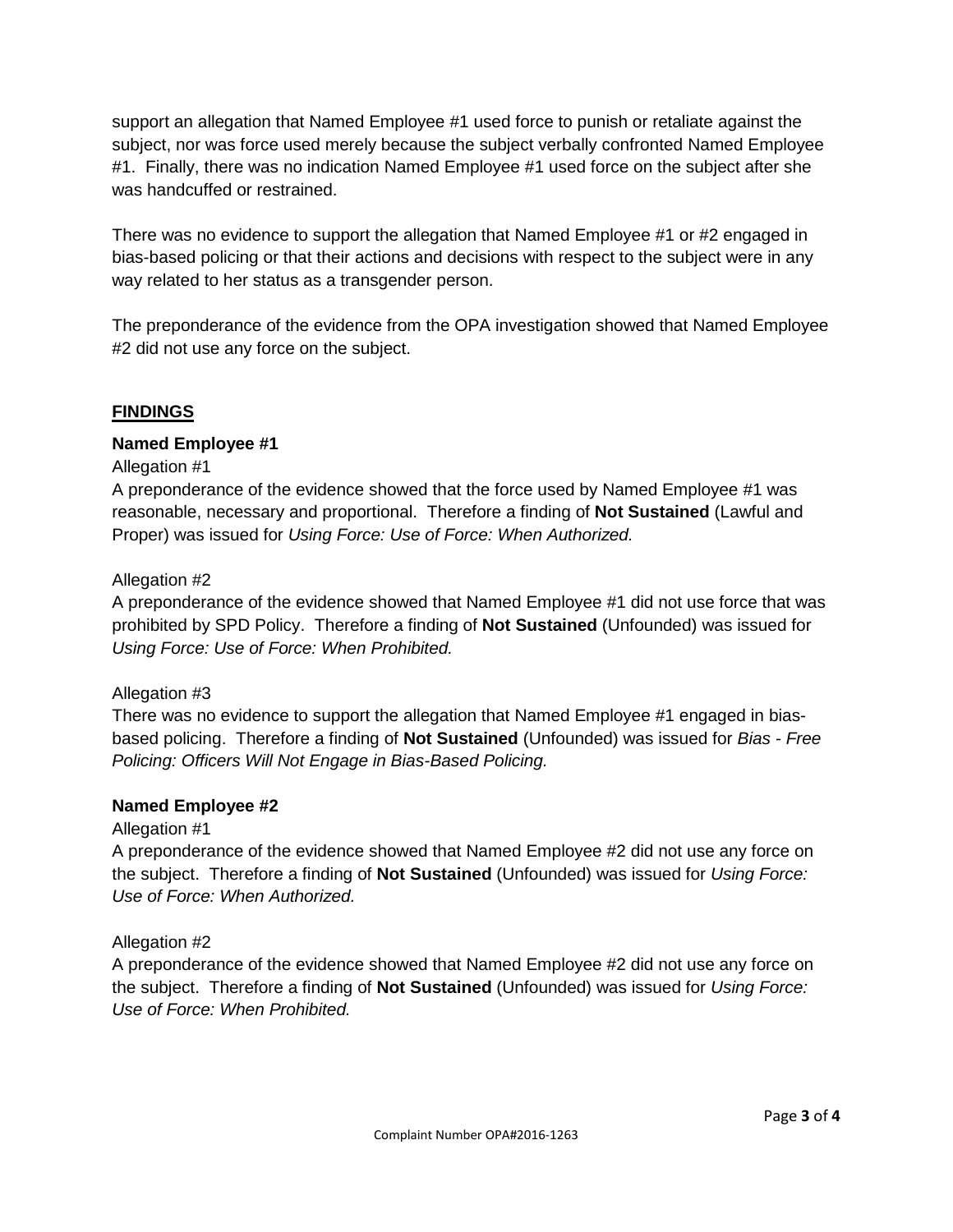support an allegation that Named Employee #1 used force to punish or retaliate against the subject, nor was force used merely because the subject verbally confronted Named Employee #1. Finally, there was no indication Named Employee #1 used force on the subject after she was handcuffed or restrained.

There was no evidence to support the allegation that Named Employee #1 or #2 engaged in bias-based policing or that their actions and decisions with respect to the subject were in any way related to her status as a transgender person.

The preponderance of the evidence from the OPA investigation showed that Named Employee #2 did not use any force on the subject.

## FINDINGS

**Named Employee #1**

Allegation #1

A preponderance of the evidence showed that the force used by Named Employee #1 was reasonable, necessary and proportional. Therefore a finding of **Not Sustained** (Lawful and Proper) was issued for *Using Force: Use of Force: When Authorized.*

Allegation #2

A preponderance of the evidence showed that Named Employee #1 did not use force that was prohibited by SPD Policy. Therefore a finding of **Not Sustained** (Unfounded) was issued for *Using Force: Use of Force: When Prohibited.*

Allegation #3

There was no evidence to support the allegation that Named Employee #1 engaged in bias-based policing. Therefore a finding of **Not Sustained** (Unfounded) was issued for *Bias - Free Policing: Officers Will Not Engage in Bias-Based Policing.*

**Named Employee #2**

Allegation #1

A preponderance of the evidence showed that Named Employee #2 did not use any force on the subject. Therefore a finding of **Not Sustained** (Unfounded) was issued for *Using Force: Use of Force: When Authorized.*

Allegation #2

A preponderance of the evidence showed that Named Employee #2 did not use any force on the subject. Therefore a finding of **Not Sustained** (Unfounded) was issued for *Using Force: Use of Force: When Prohibited.*

Complaint Number OPA#2016-1263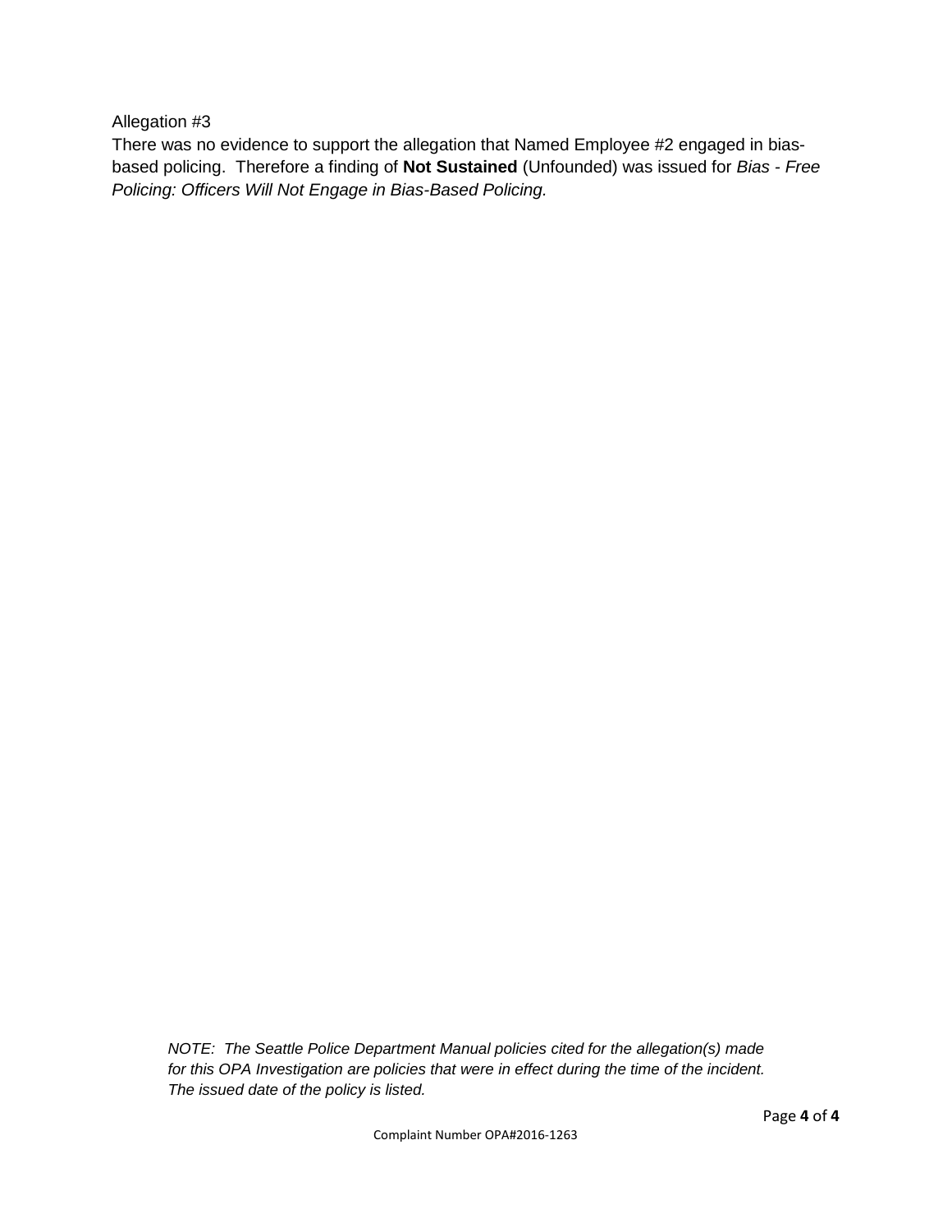Allegation #3

There was no evidence to support the allegation that Named Employee #2 engaged in bias-based policing. Therefore a finding of **Not Sustained** (Unfounded) was issued for *Bias - Free Policing: Officers Will Not Engage in Bias-Based Policing.*

*NOTE: The Seattle Police Department Manual policies cited for the allegation(s) made for this OPA Investigation are policies that were in effect during the time of the incident. The issued date of the policy is listed.*

Complaint Number OPA#2016-1263